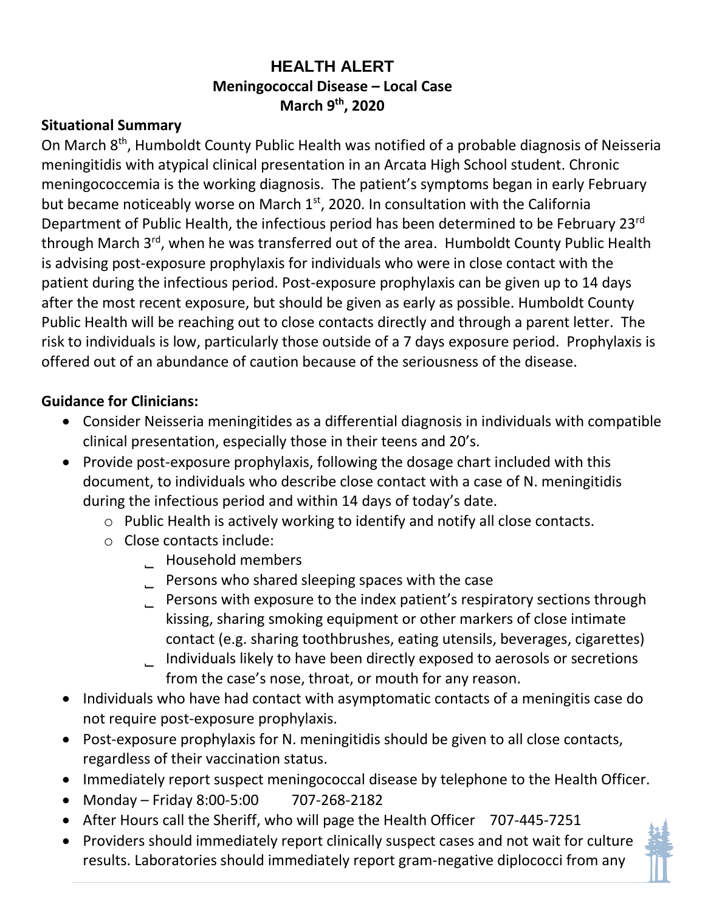# HEALTH ALERT

## Meningococcal Disease – Local Case

**March 9th, 2020**

### Situational Summary

On March 8th, Humboldt County Public Health was notified of a probable diagnosis of Neisseria meningitidis with atypical clinical presentation in an Arcata High School student. Chronic meningococcemia is the working diagnosis. The patient's symptoms began in early February but became noticeably worse on March 1st, 2020. In consultation with the California Department of Public Health, the infectious period has been determined to be February 23rd through March 3rd, when he was transferred out of the area. Humboldt County Public Health is advising post-exposure prophylaxis for individuals who were in close contact with the patient during the infectious period. Post-exposure prophylaxis can be given up to 14 days after the most recent exposure, but should be given as early as possible. Humboldt County Public Health will be reaching out to close contacts directly and through a parent letter. The risk to individuals is low, particularly those outside of a 7 days exposure period. Prophylaxis is offered out of an abundance of caution because of the seriousness of the disease.

### Guidance for Clinicians:

- Consider Neisseria meningitides as a differential diagnosis in individuals with compatible clinical presentation, especially those in their teens and 20's.
- Provide post-exposure prophylaxis, following the dosage chart included with this document, to individuals who describe close contact with a case of N. meningitidis during the infectious period and within 14 days of today's date.
  - Public Health is actively working to identify and notify all close contacts.
  - Close contacts include:
    - Household members
    - Persons who shared sleeping spaces with the case
    - Persons with exposure to the index patient's respiratory sections through kissing, sharing smoking equipment or other markers of close intimate contact (e.g. sharing toothbrushes, eating utensils, beverages, cigarettes)
    - Individuals likely to have been directly exposed to aerosols or secretions from the case's nose, throat, or mouth for any reason.
- Individuals who have had contact with asymptomatic contacts of a meningitis case do not require post-exposure prophylaxis.
- Post-exposure prophylaxis for N. meningitidis should be given to all close contacts, regardless of their vaccination status.
- Immediately report suspect meningococcal disease by telephone to the Health Officer.
- Monday – Friday 8:00-5:00 707-268-2182
- After Hours call the Sheriff, who will page the Health Officer 707-445-7251
- Providers should immediately report clinically suspect cases and not wait for culture results. Laboratories should immediately report gram-negative diplococci from any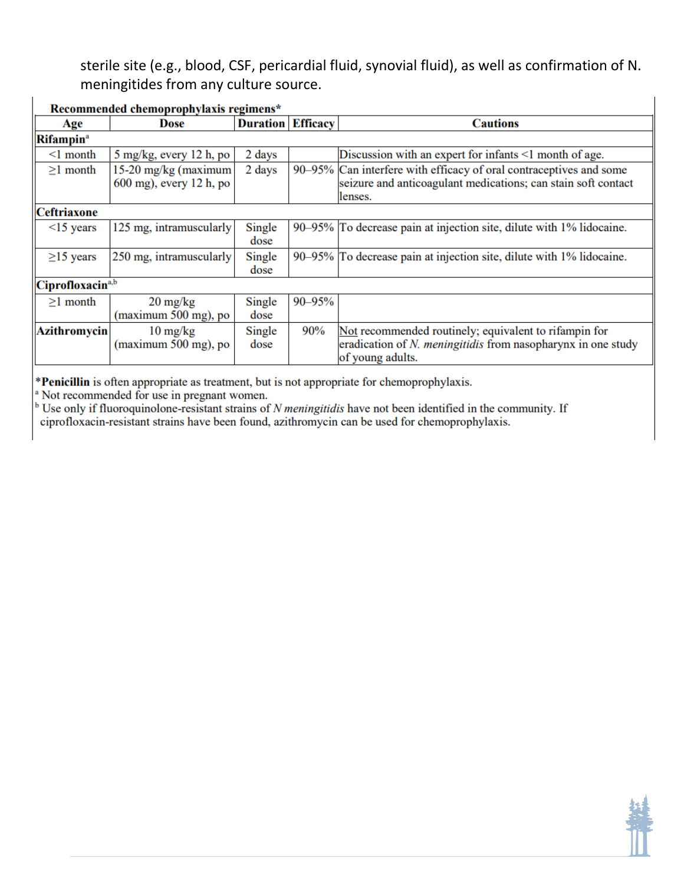sterile site (e.g., blood, CSF, pericardial fluid, synovial fluid), as well as confirmation of N. meningitides from any culture source.

**Recommended chemoprophylaxis regimens***

| Age | Dose | Duration | Efficacy | Cautions |
|---|---|---|---|---|
| **Rifampin**[a] | | | | |
| <1 month | 5 mg/kg, every 12 h, po | 2 days | | Discussion with an expert for infants <1 month of age. |
| ≥1 month | 15-20 mg/kg (maximum 600 mg), every 12 h, po | 2 days | 90–95% | Can interfere with efficacy of oral contraceptives and some seizure and anticoagulant medications; can stain soft contact lenses. |
| **Ceftriaxone** | | | | |
| <15 years | 125 mg, intramuscularly | Single dose | 90–95% | To decrease pain at injection site, dilute with 1% lidocaine. |
| ≥15 years | 250 mg, intramuscularly | Single dose | 90–95% | To decrease pain at injection site, dilute with 1% lidocaine. |
| **Ciprofloxacin**[a,b] | | | | |
| ≥1 month | 20 mg/kg (maximum 500 mg), po | Single dose | 90–95% | |
| **Azithromycin** | 10 mg/kg (maximum 500 mg), po | Single dose | 90% | Not recommended routinely; equivalent to rifampin for eradication of *N. meningitidis* from nasopharynx in one study of young adults. |

***Penicillin** is often appropriate as treatment, but is not appropriate for chemoprophylaxis.

[a] Not recommended for use in pregnant women.

[b] Use only if fluoroquinolone-resistant strains of *N meningitidis* have not been identified in the community. If ciprofloxacin-resistant strains have been found, azithromycin can be used for chemoprophylaxis.